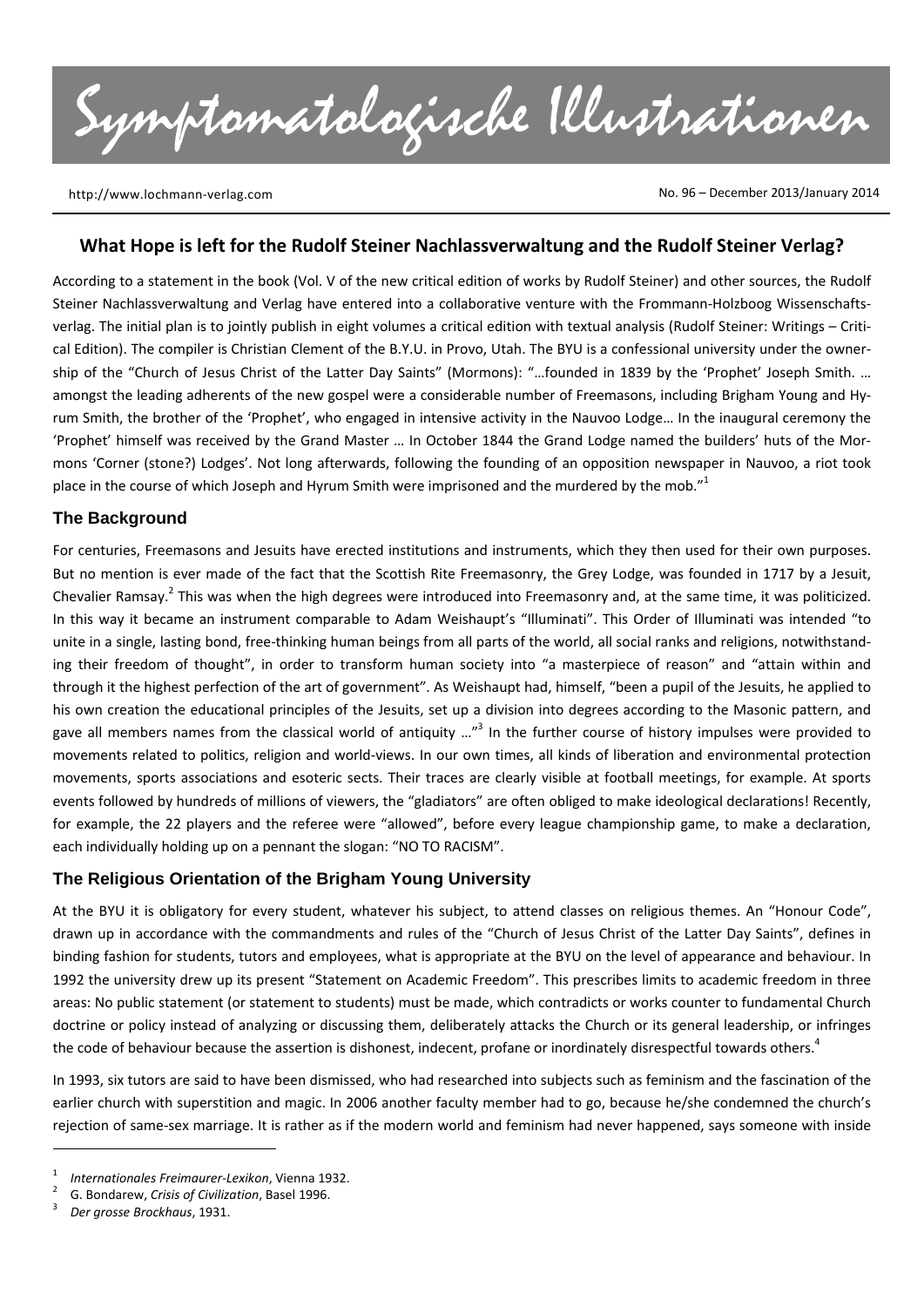# Symptomatologische Illustrationen

http://www.lochmann-verlag.com

No. 96 – December 2013/January 2014

## What Hope is left for the Rudolf Steiner Nachlassverwaltung and the Rudolf Steiner Verlag?

According to a statement in the book (Vol. V of the new critical edition of works by Rudolf Steiner) and other sources, the Rudolf Steiner Nachlassverwaltung and Verlag have entered into a collaborative venture with the Frommann-Holzboog Wissenschaftsverlag. The initial plan is to jointly publish in eight volumes a critical edition with textual analysis (Rudolf Steiner: Writings – Critical Edition). The compiler is Christian Clement of the B.Y.U. in Provo, Utah. The BYU is a confessional university under the ownership of the "Church of Jesus Christ of the Latter Day Saints" (Mormons): "…founded in 1839 by the 'Prophet' Joseph Smith. … amongst the leading adherents of the new gospel were a considerable number of Freemasons, including Brigham Young and Hyrum Smith, the brother of the 'Prophet', who engaged in intensive activity in the Nauvoo Lodge… In the inaugural ceremony the 'Prophet' himself was received by the Grand Master … In October 1844 the Grand Lodge named the builders' huts of the Mormons 'Corner (stone?) Lodges'. Not long afterwards, following the founding of an opposition newspaper in Nauvoo, a riot took place in the course of which Joseph and Hyrum Smith were imprisoned and the murdered by the mob."[1]

### The Background

For centuries, Freemasons and Jesuits have erected institutions and instruments, which they then used for their own purposes. But no mention is ever made of the fact that the Scottish Rite Freemasonry, the Grey Lodge, was founded in 1717 by a Jesuit, Chevalier Ramsay.[2] This was when the high degrees were introduced into Freemasonry and, at the same time, it was politicized. In this way it became an instrument comparable to Adam Weishaupt's "Illuminati". This Order of Illuminati was intended "to unite in a single, lasting bond, free-thinking human beings from all parts of the world, all social ranks and religions, notwithstanding their freedom of thought", in order to transform human society into "a masterpiece of reason" and "attain within and through it the highest perfection of the art of government". As Weishaupt had, himself, "been a pupil of the Jesuits, he applied to his own creation the educational principles of the Jesuits, set up a division into degrees according to the Masonic pattern, and gave all members names from the classical world of antiquity …"[3] In the further course of history impulses were provided to movements related to politics, religion and world-views. In our own times, all kinds of liberation and environmental protection movements, sports associations and esoteric sects. Their traces are clearly visible at football meetings, for example. At sports events followed by hundreds of millions of viewers, the "gladiators" are often obliged to make ideological declarations! Recently, for example, the 22 players and the referee were "allowed", before every league championship game, to make a declaration, each individually holding up on a pennant the slogan: "NO TO RACISM".

### The Religious Orientation of the Brigham Young University

At the BYU it is obligatory for every student, whatever his subject, to attend classes on religious themes. An "Honour Code", drawn up in accordance with the commandments and rules of the "Church of Jesus Christ of the Latter Day Saints", defines in binding fashion for students, tutors and employees, what is appropriate at the BYU on the level of appearance and behaviour. In 1992 the university drew up its present "Statement on Academic Freedom". This prescribes limits to academic freedom in three areas: No public statement (or statement to students) must be made, which contradicts or works counter to fundamental Church doctrine or policy instead of analyzing or discussing them, deliberately attacks the Church or its general leadership, or infringes the code of behaviour because the assertion is dishonest, indecent, profane or inordinately disrespectful towards others.[4]

In 1993, six tutors are said to have been dismissed, who had researched into subjects such as feminism and the fascination of the earlier church with superstition and magic. In 2006 another faculty member had to go, because he/she condemned the church's rejection of same-sex marriage. It is rather as if the modern world and feminism had never happened, says someone with inside

---

[1] *Internationales Freimaurer-Lexikon*, Vienna 1932.

[2] G. Bondarew, *Crisis of Civilization*, Basel 1996.

[3] *Der grosse Brockhaus*, 1931.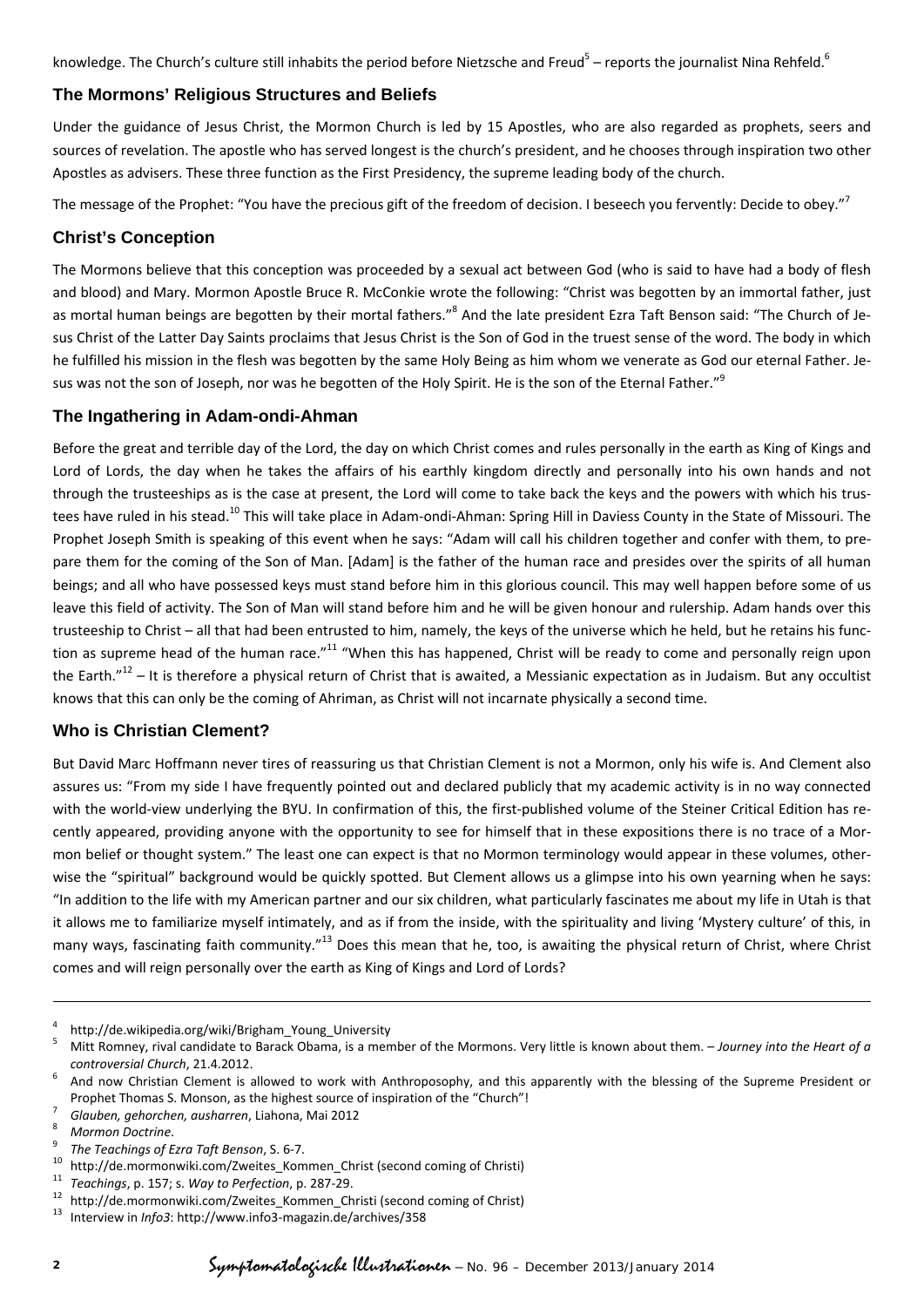knowledge. The Church's culture still inhabits the period before Nietzsche and Freud[5] – reports the journalist Nina Rehfeld.[6]

## The Mormons' Religious Structures and Beliefs

Under the guidance of Jesus Christ, the Mormon Church is led by 15 Apostles, who are also regarded as prophets, seers and sources of revelation. The apostle who has served longest is the church's president, and he chooses through inspiration two other Apostles as advisers. These three function as the First Presidency, the supreme leading body of the church.

The message of the Prophet: "You have the precious gift of the freedom of decision. I beseech you fervently: Decide to obey."[7]

## Christ's Conception

The Mormons believe that this conception was proceeded by a sexual act between God (who is said to have had a body of flesh and blood) and Mary. Mormon Apostle Bruce R. McConkie wrote the following: "Christ was begotten by an immortal father, just as mortal human beings are begotten by their mortal fathers."[8] And the late president Ezra Taft Benson said: "The Church of Jesus Christ of the Latter Day Saints proclaims that Jesus Christ is the Son of God in the truest sense of the word. The body in which he fulfilled his mission in the flesh was begotten by the same Holy Being as him whom we venerate as God our eternal Father. Jesus was not the son of Joseph, nor was he begotten of the Holy Spirit. He is the son of the Eternal Father."[9]

## The Ingathering in Adam-ondi-Ahman

Before the great and terrible day of the Lord, the day on which Christ comes and rules personally in the earth as King of Kings and Lord of Lords, the day when he takes the affairs of his earthly kingdom directly and personally into his own hands and not through the trusteeships as is the case at present, the Lord will come to take back the keys and the powers with which his trustees have ruled in his stead.[10] This will take place in Adam-ondi-Ahman: Spring Hill in Daviess County in the State of Missouri. The Prophet Joseph Smith is speaking of this event when he says: "Adam will call his children together and confer with them, to prepare them for the coming of the Son of Man. [Adam] is the father of the human race and presides over the spirits of all human beings; and all who have possessed keys must stand before him in this glorious council. This may well happen before some of us leave this field of activity. The Son of Man will stand before him and he will be given honour and rulership. Adam hands over this trusteeship to Christ – all that had been entrusted to him, namely, the keys of the universe which he held, but he retains his function as supreme head of the human race."[11] "When this has happened, Christ will be ready to come and personally reign upon the Earth."[12] – It is therefore a physical return of Christ that is awaited, a Messianic expectation as in Judaism. But any occultist knows that this can only be the coming of Ahriman, as Christ will not incarnate physically a second time.

## Who is Christian Clement?

But David Marc Hoffmann never tires of reassuring us that Christian Clement is not a Mormon, only his wife is. And Clement also assures us: "From my side I have frequently pointed out and declared publicly that my academic activity is in no way connected with the world-view underlying the BYU. In confirmation of this, the first-published volume of the Steiner Critical Edition has recently appeared, providing anyone with the opportunity to see for himself that in these expositions there is no trace of a Mormon belief or thought system." The least one can expect is that no Mormon terminology would appear in these volumes, otherwise the "spiritual" background would be quickly spotted. But Clement allows us a glimpse into his own yearning when he says: "In addition to the life with my American partner and our six children, what particularly fascinates me about my life in Utah is that it allows me to familiarize myself intimately, and as if from the inside, with the spirituality and living 'Mystery culture' of this, in many ways, fascinating faith community."[13] Does this mean that he, too, is awaiting the physical return of Christ, where Christ comes and will reign personally over the earth as King of Kings and Lord of Lords?

---

[4] http://de.wikipedia.org/wiki/Brigham_Young_University

[5] Mitt Romney, rival candidate to Barack Obama, is a member of the Mormons. Very little is known about them. – *Journey into the Heart of a controversial Church*, 21.4.2012.

[6] And now Christian Clement is allowed to work with Anthroposophy, and this apparently with the blessing of the Supreme President or Prophet Thomas S. Monson, as the highest source of inspiration of the "Church"!

[7] *Glauben, gehorchen, ausharren*, Liahona, Mai 2012

[8] *Mormon Doctrine*.

[9] *The Teachings of Ezra Taft Benson*, S. 6-7.

[10] http://de.mormonwiki.com/Zweites_Kommen_Christ (second coming of Christi)

[11] *Teachings*, p. 157; s. *Way to Perfection*, p. 287-29.

[12] http://de.mormonwiki.com/Zweites_Kommen_Christi (second coming of Christ)

[13] Interview in *Info3*: http://www.info3-magazin.de/archives/358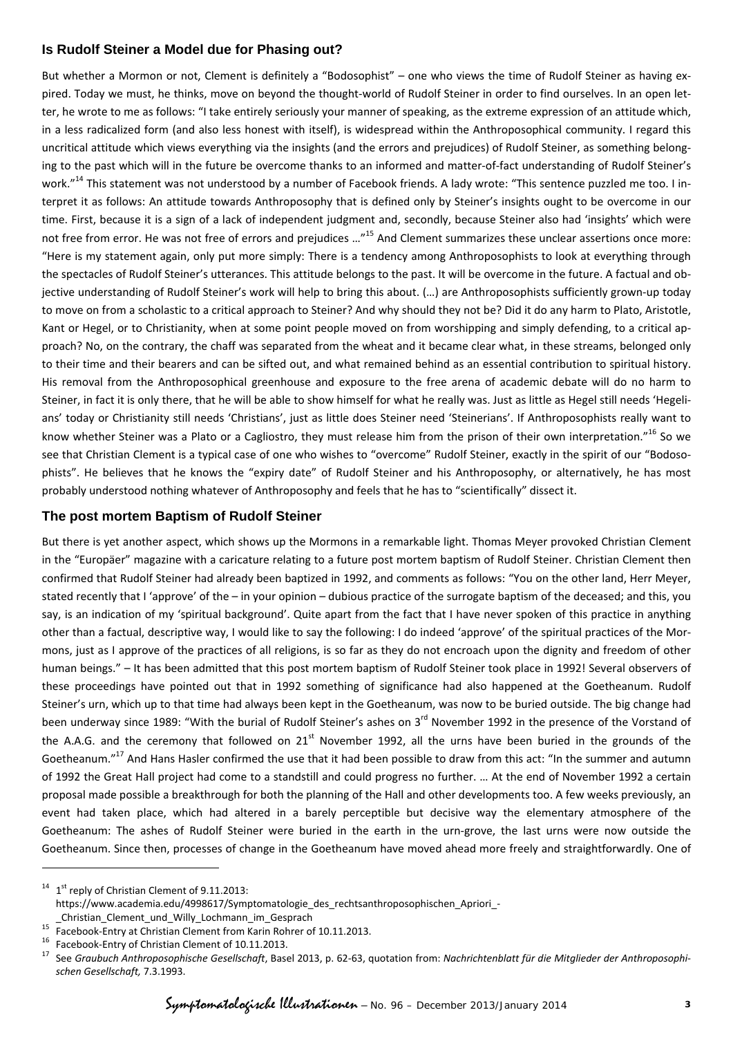## Is Rudolf Steiner a Model due for Phasing out?

But whether a Mormon or not, Clement is definitely a "Bodosophist" – one who views the time of Rudolf Steiner as having expired. Today we must, he thinks, move on beyond the thought-world of Rudolf Steiner in order to find ourselves. In an open letter, he wrote to me as follows: "I take entirely seriously your manner of speaking, as the extreme expression of an attitude which, in a less radicalized form (and also less honest with itself), is widespread within the Anthroposophical community. I regard this uncritical attitude which views everything via the insights (and the errors and prejudices) of Rudolf Steiner, as something belonging to the past which will in the future be overcome thanks to an informed and matter-of-fact understanding of Rudolf Steiner's work."[14] This statement was not understood by a number of Facebook friends. A lady wrote: "This sentence puzzled me too. I interpret it as follows: An attitude towards Anthroposophy that is defined only by Steiner's insights ought to be overcome in our time. First, because it is a sign of a lack of independent judgment and, secondly, because Steiner also had 'insights' which were not free from error. He was not free of errors and prejudices …"[15] And Clement summarizes these unclear assertions once more: "Here is my statement again, only put more simply: There is a tendency among Anthroposophists to look at everything through the spectacles of Rudolf Steiner's utterances. This attitude belongs to the past. It will be overcome in the future. A factual and objective understanding of Rudolf Steiner's work will help to bring this about. (…) are Anthroposophists sufficiently grown-up today to move on from a scholastic to a critical approach to Steiner? And why should they not be? Did it do any harm to Plato, Aristotle, Kant or Hegel, or to Christianity, when at some point people moved on from worshipping and simply defending, to a critical approach? No, on the contrary, the chaff was separated from the wheat and it became clear what, in these streams, belonged only to their time and their bearers and can be sifted out, and what remained behind as an essential contribution to spiritual history. His removal from the Anthroposophical greenhouse and exposure to the free arena of academic debate will do no harm to Steiner, in fact it is only there, that he will be able to show himself for what he really was. Just as little as Hegel still needs 'Hegelians' today or Christianity still needs 'Christians', just as little does Steiner need 'Steinerians'. If Anthroposophists really want to know whether Steiner was a Plato or a Cagliostro, they must release him from the prison of their own interpretation."[16] So we see that Christian Clement is a typical case of one who wishes to "overcome" Rudolf Steiner, exactly in the spirit of our "Bodosophists". He believes that he knows the "expiry date" of Rudolf Steiner and his Anthroposophy, or alternatively, he has most probably understood nothing whatever of Anthroposophy and feels that he has to "scientifically" dissect it.

## The post mortem Baptism of Rudolf Steiner

But there is yet another aspect, which shows up the Mormons in a remarkable light. Thomas Meyer provoked Christian Clement in the "Europäer" magazine with a caricature relating to a future post mortem baptism of Rudolf Steiner. Christian Clement then confirmed that Rudolf Steiner had already been baptized in 1992, and comments as follows: "You on the other land, Herr Meyer, stated recently that I 'approve' of the – in your opinion – dubious practice of the surrogate baptism of the deceased; and this, you say, is an indication of my 'spiritual background'. Quite apart from the fact that I have never spoken of this practice in anything other than a factual, descriptive way, I would like to say the following: I do indeed 'approve' of the spiritual practices of the Mormons, just as I approve of the practices of all religions, is so far as they do not encroach upon the dignity and freedom of other human beings." – It has been admitted that this post mortem baptism of Rudolf Steiner took place in 1992! Several observers of these proceedings have pointed out that in 1992 something of significance had also happened at the Goetheanum. Rudolf Steiner's urn, which up to that time had always been kept in the Goetheanum, was now to be buried outside. The big change had been underway since 1989: "With the burial of Rudolf Steiner's ashes on 3rd November 1992 in the presence of the Vorstand of the A.A.G. and the ceremony that followed on 21st November 1992, all the urns have been buried in the grounds of the Goetheanum."[17] And Hans Hasler confirmed the use that it had been possible to draw from this act: "In the summer and autumn of 1992 the Great Hall project had come to a standstill and could progress no further. … At the end of November 1992 a certain proposal made possible a breakthrough for both the planning of the Hall and other developments too. A few weeks previously, an event had taken place, which had altered in a barely perceptible but decisive way the elementary atmosphere of the Goetheanum: The ashes of Rudolf Steiner were buried in the earth in the urn-grove, the last urns were now outside the Goetheanum. Since then, processes of change in the Goetheanum have moved ahead more freely and straightforwardly. One of

---

[14] 1st reply of Christian Clement of 9.11.2013: https://www.academia.edu/4998617/Symptomatologie_des_rechtsanthroposophischen_Apriori_-_Christian_Clement_und_Willy_Lochmann_im_Gesprach

[15] Facebook-Entry at Christian Clement from Karin Rohrer of 10.11.2013.

[16] Facebook-Entry of Christian Clement of 10.11.2013.

[17] See *Graubuch Anthroposophische Gesellschaft*, Basel 2013, p. 62-63, quotation from: *Nachrichtenblatt für die Mitglieder der Anthroposophischen Gesellschaft,* 7.3.1993.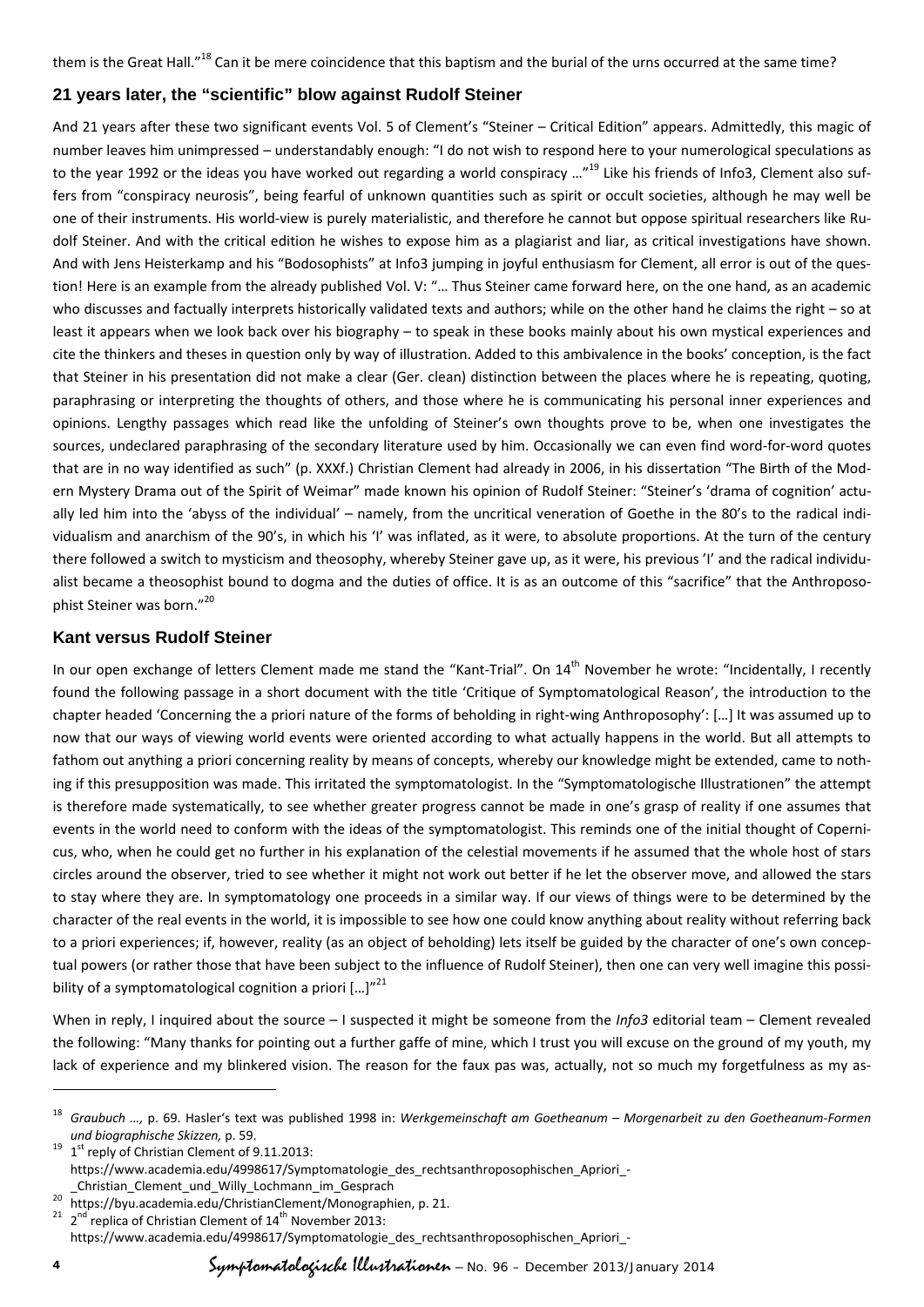them is the Great Hall."[18] Can it be mere coincidence that this baptism and the burial of the urns occurred at the same time?

## 21 years later, the "scientific" blow against Rudolf Steiner

And 21 years after these two significant events Vol. 5 of Clement's "Steiner – Critical Edition" appears. Admittedly, this magic of number leaves him unimpressed – understandably enough: "I do not wish to respond here to your numerological speculations as to the year 1992 or the ideas you have worked out regarding a world conspiracy …"[19] Like his friends of Info3, Clement also suffers from "conspiracy neurosis", being fearful of unknown quantities such as spirit or occult societies, although he may well be one of their instruments. His world-view is purely materialistic, and therefore he cannot but oppose spiritual researchers like Rudolf Steiner. And with the critical edition he wishes to expose him as a plagiarist and liar, as critical investigations have shown. And with Jens Heisterkamp and his "Bodosophists" at Info3 jumping in joyful enthusiasm for Clement, all error is out of the question! Here is an example from the already published Vol. V: "… Thus Steiner came forward here, on the one hand, as an academic who discusses and factually interprets historically validated texts and authors; while on the other hand he claims the right – so at least it appears when we look back over his biography – to speak in these books mainly about his own mystical experiences and cite the thinkers and theses in question only by way of illustration. Added to this ambivalence in the books' conception, is the fact that Steiner in his presentation did not make a clear (Ger. clean) distinction between the places where he is repeating, quoting, paraphrasing or interpreting the thoughts of others, and those where he is communicating his personal inner experiences and opinions. Lengthy passages which read like the unfolding of Steiner's own thoughts prove to be, when one investigates the sources, undeclared paraphrasing of the secondary literature used by him. Occasionally we can even find word-for-word quotes that are in no way identified as such" (p. XXXf.) Christian Clement had already in 2006, in his dissertation "The Birth of the Modern Mystery Drama out of the Spirit of Weimar" made known his opinion of Rudolf Steiner: "Steiner's 'drama of cognition' actually led him into the 'abyss of the individual' – namely, from the uncritical veneration of Goethe in the 80's to the radical individualism and anarchism of the 90's, in which his 'I' was inflated, as it were, to absolute proportions. At the turn of the century there followed a switch to mysticism and theosophy, whereby Steiner gave up, as it were, his previous 'I' and the radical individualist became a theosophist bound to dogma and the duties of office. It is as an outcome of this "sacrifice" that the Anthroposophist Steiner was born."[20]

## Kant versus Rudolf Steiner

In our open exchange of letters Clement made me stand the "Kant-Trial". On 14th November he wrote: "Incidentally, I recently found the following passage in a short document with the title 'Critique of Symptomatological Reason', the introduction to the chapter headed 'Concerning the a priori nature of the forms of beholding in right-wing Anthroposophy': […] It was assumed up to now that our ways of viewing world events were oriented according to what actually happens in the world. But all attempts to fathom out anything a priori concerning reality by means of concepts, whereby our knowledge might be extended, came to nothing if this presupposition was made. This irritated the symptomatologist. In the "Symptomatologische Illustrationen" the attempt is therefore made systematically, to see whether greater progress cannot be made in one's grasp of reality if one assumes that events in the world need to conform with the ideas of the symptomatologist. This reminds one of the initial thought of Copernicus, who, when he could get no further in his explanation of the celestial movements if he assumed that the whole host of stars circles around the observer, tried to see whether it might not work out better if he let the observer move, and allowed the stars to stay where they are. In symptomatology one proceeds in a similar way. If our views of things were to be determined by the character of the real events in the world, it is impossible to see how one could know anything about reality without referring back to a priori experiences; if, however, reality (as an object of beholding) lets itself be guided by the character of one's own conceptual powers (or rather those that have been subject to the influence of Rudolf Steiner), then one can very well imagine this possibility of a symptomatological cognition a priori […]"[21]

When in reply, I inquired about the source – I suspected it might be someone from the *Info3* editorial team – Clement revealed the following: "Many thanks for pointing out a further gaffe of mine, which I trust you will excuse on the ground of my youth, my lack of experience and my blinkered vision. The reason for the faux pas was, actually, not so much my forgetfulness as my as-

---

[18] *Graubuch …,* p. 69. Hasler's text was published 1998 in: *Werkgemeinschaft am Goetheanum – Morgenarbeit zu den Goetheanum-Formen und biographische Skizzen,* p. 59.

[19] 1st reply of Christian Clement of 9.11.2013: https://www.academia.edu/4998617/Symptomatologie_des_rechtsanthroposophischen_Apriori_-_Christian_Clement_und_Willy_Lochmann_im_Gesprach

[20] https://byu.academia.edu/ChristianClement/Monographien, p. 21.

[21] 2nd replica of Christian Clement of 14th November 2013: https://www.academia.edu/4998617/Symptomatologie_des_rechtsanthroposophischen_Apriori_-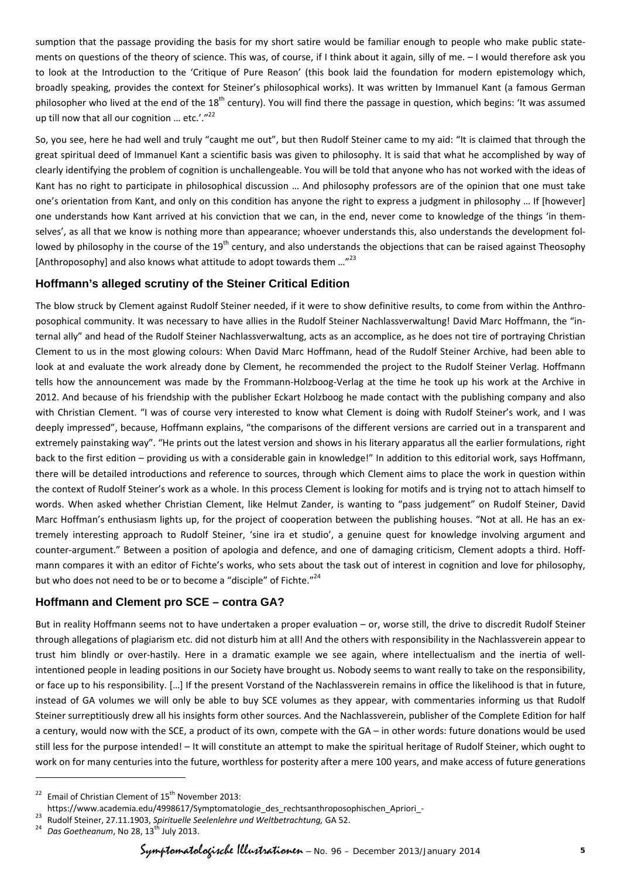sumption that the passage providing the basis for my short satire would be familiar enough to people who make public statements on questions of the theory of science. This was, of course, if I think about it again, silly of me. – I would therefore ask you to look at the Introduction to the 'Critique of Pure Reason' (this book laid the foundation for modern epistemology which, broadly speaking, provides the context for Steiner's philosophical works). It was written by Immanuel Kant (a famous German philosopher who lived at the end of the 18th century). You will find there the passage in question, which begins: 'It was assumed up till now that all our cognition … etc.'."[22]

So, you see, here he had well and truly "caught me out", but then Rudolf Steiner came to my aid: "It is claimed that through the great spiritual deed of Immanuel Kant a scientific basis was given to philosophy. It is said that what he accomplished by way of clearly identifying the problem of cognition is unchallengeable. You will be told that anyone who has not worked with the ideas of Kant has no right to participate in philosophical discussion … And philosophy professors are of the opinion that one must take one's orientation from Kant, and only on this condition has anyone the right to express a judgment in philosophy … If [however] one understands how Kant arrived at his conviction that we can, in the end, never come to knowledge of the things 'in themselves', as all that we know is nothing more than appearance; whoever understands this, also understands the development followed by philosophy in the course of the 19th century, and also understands the objections that can be raised against Theosophy [Anthroposophy] and also knows what attitude to adopt towards them …"[23]

## Hoffmann's alleged scrutiny of the Steiner Critical Edition

The blow struck by Clement against Rudolf Steiner needed, if it were to show definitive results, to come from within the Anthroposophical community. It was necessary to have allies in the Rudolf Steiner Nachlassverwaltung! David Marc Hoffmann, the "internal ally" and head of the Rudolf Steiner Nachlassverwaltung, acts as an accomplice, as he does not tire of portraying Christian Clement to us in the most glowing colours: When David Marc Hoffmann, head of the Rudolf Steiner Archive, had been able to look at and evaluate the work already done by Clement, he recommended the project to the Rudolf Steiner Verlag. Hoffmann tells how the announcement was made by the Frommann-Holzboog-Verlag at the time he took up his work at the Archive in 2012. And because of his friendship with the publisher Eckart Holzboog he made contact with the publishing company and also with Christian Clement. "I was of course very interested to know what Clement is doing with Rudolf Steiner's work, and I was deeply impressed", because, Hoffmann explains, "the comparisons of the different versions are carried out in a transparent and extremely painstaking way". "He prints out the latest version and shows in his literary apparatus all the earlier formulations, right back to the first edition – providing us with a considerable gain in knowledge!" In addition to this editorial work, says Hoffmann, there will be detailed introductions and reference to sources, through which Clement aims to place the work in question within the context of Rudolf Steiner's work as a whole. In this process Clement is looking for motifs and is trying not to attach himself to words. When asked whether Christian Clement, like Helmut Zander, is wanting to "pass judgement" on Rudolf Steiner, David Marc Hoffman's enthusiasm lights up, for the project of cooperation between the publishing houses. "Not at all. He has an extremely interesting approach to Rudolf Steiner, 'sine ira et studio', a genuine quest for knowledge involving argument and counter-argument." Between a position of apologia and defence, and one of damaging criticism, Clement adopts a third. Hoffmann compares it with an editor of Fichte's works, who sets about the task out of interest in cognition and love for philosophy, but who does not need to be or to become a "disciple" of Fichte."[24]

## Hoffmann and Clement pro SCE – contra GA?

But in reality Hoffmann seems not to have undertaken a proper evaluation – or, worse still, the drive to discredit Rudolf Steiner through allegations of plagiarism etc. did not disturb him at all! And the others with responsibility in the Nachlassverein appear to trust him blindly or over-hastily. Here in a dramatic example we see again, where intellectualism and the inertia of well-intentioned people in leading positions in our Society have brought us. Nobody seems to want really to take on the responsibility, or face up to his responsibility. […] If the present Vorstand of the Nachlassverein remains in office the likelihood is that in future, instead of GA volumes we will only be able to buy SCE volumes as they appear, with commentaries informing us that Rudolf Steiner surreptitiously drew all his insights form other sources. And the Nachlassverein, publisher of the Complete Edition for half a century, would now with the SCE, a product of its own, compete with the GA – in other words: future donations would be used still less for the purpose intended! – It will constitute an attempt to make the spiritual heritage of Rudolf Steiner, which ought to work on for many centuries into the future, worthless for posterity after a mere 100 years, and make access of future generations

---

[22] Email of Christian Clement of 15th November 2013: https://www.academia.edu/4998617/Symptomatologie_des_rechtsanthroposophischen_Apriori_-

[23] Rudolf Steiner, 27.11.1903, *Spirituelle Seelenlehre und Weltbetrachtung,* GA 52.

[24] *Das Goetheanum*, No 28, 13th July 2013.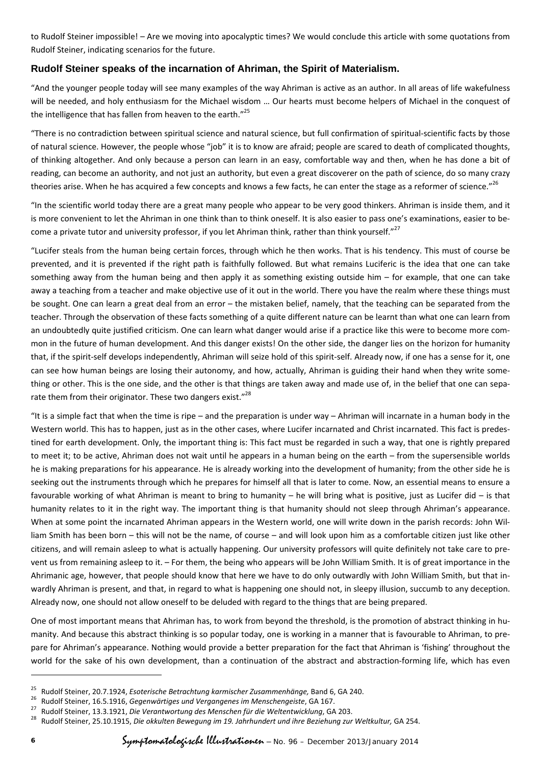to Rudolf Steiner impossible! – Are we moving into apocalyptic times? We would conclude this article with some quotations from Rudolf Steiner, indicating scenarios for the future.

## Rudolf Steiner speaks of the incarnation of Ahriman, the Spirit of Materialism.

"And the younger people today will see many examples of the way Ahriman is active as an author. In all areas of life wakefulness will be needed, and holy enthusiasm for the Michael wisdom … Our hearts must become helpers of Michael in the conquest of the intelligence that has fallen from heaven to the earth."[25]

"There is no contradiction between spiritual science and natural science, but full confirmation of spiritual-scientific facts by those of natural science. However, the people whose "job" it is to know are afraid; people are scared to death of complicated thoughts, of thinking altogether. And only because a person can learn in an easy, comfortable way and then, when he has done a bit of reading, can become an authority, and not just an authority, but even a great discoverer on the path of science, do so many crazy theories arise. When he has acquired a few concepts and knows a few facts, he can enter the stage as a reformer of science."[26]

"In the scientific world today there are a great many people who appear to be very good thinkers. Ahriman is inside them, and it is more convenient to let the Ahriman in one think than to think oneself. It is also easier to pass one's examinations, easier to become a private tutor and university professor, if you let Ahriman think, rather than think yourself."[27]

"Lucifer steals from the human being certain forces, through which he then works. That is his tendency. This must of course be prevented, and it is prevented if the right path is faithfully followed. But what remains Luciferic is the idea that one can take something away from the human being and then apply it as something existing outside him – for example, that one can take away a teaching from a teacher and make objective use of it out in the world. There you have the realm where these things must be sought. One can learn a great deal from an error – the mistaken belief, namely, that the teaching can be separated from the teacher. Through the observation of these facts something of a quite different nature can be learnt than what one can learn from an undoubtedly quite justified criticism. One can learn what danger would arise if a practice like this were to become more common in the future of human development. And this danger exists! On the other side, the danger lies on the horizon for humanity that, if the spirit-self develops independently, Ahriman will seize hold of this spirit-self. Already now, if one has a sense for it, one can see how human beings are losing their autonomy, and how, actually, Ahriman is guiding their hand when they write something or other. This is the one side, and the other is that things are taken away and made use of, in the belief that one can separate them from their originator. These two dangers exist."[28]

"It is a simple fact that when the time is ripe – and the preparation is under way – Ahriman will incarnate in a human body in the Western world. This has to happen, just as in the other cases, where Lucifer incarnated and Christ incarnated. This fact is predestined for earth development. Only, the important thing is: This fact must be regarded in such a way, that one is rightly prepared to meet it; to be active, Ahriman does not wait until he appears in a human being on the earth – from the supersensible worlds he is making preparations for his appearance. He is already working into the development of humanity; from the other side he is seeking out the instruments through which he prepares for himself all that is later to come. Now, an essential means to ensure a favourable working of what Ahriman is meant to bring to humanity – he will bring what is positive, just as Lucifer did – is that humanity relates to it in the right way. The important thing is that humanity should not sleep through Ahriman's appearance. When at some point the incarnated Ahriman appears in the Western world, one will write down in the parish records: John William Smith has been born – this will not be the name, of course – and will look upon him as a comfortable citizen just like other citizens, and will remain asleep to what is actually happening. Our university professors will quite definitely not take care to prevent us from remaining asleep to it. – For them, the being who appears will be John William Smith. It is of great importance in the Ahrimanic age, however, that people should know that here we have to do only outwardly with John William Smith, but that inwardly Ahriman is present, and that, in regard to what is happening one should not, in sleepy illusion, succumb to any deception. Already now, one should not allow oneself to be deluded with regard to the things that are being prepared.

One of most important means that Ahriman has, to work from beyond the threshold, is the promotion of abstract thinking in humanity. And because this abstract thinking is so popular today, one is working in a manner that is favourable to Ahriman, to prepare for Ahriman's appearance. Nothing would provide a better preparation for the fact that Ahriman is 'fishing' throughout the world for the sake of his own development, than a continuation of the abstract and abstraction-forming life, which has even

---

[25] Rudolf Steiner, 20.7.1924, *Esoterische Betrachtung karmischer Zusammenhänge,* Band 6, GA 240.
[26] Rudolf Steiner, 16.5.1916, *Gegenwärtiges und Vergangenes im Menschengeiste*, GA 167.
[27] Rudolf Steiner, 13.3.1921, *Die Verantwortung des Menschen für die Weltentwicklung*, GA 203.
[28] Rudolf Steiner, 25.10.1915, *Die okkulten Bewegung im 19. Jahrhundert und ihre Beziehung zur Weltkultur,* GA 254.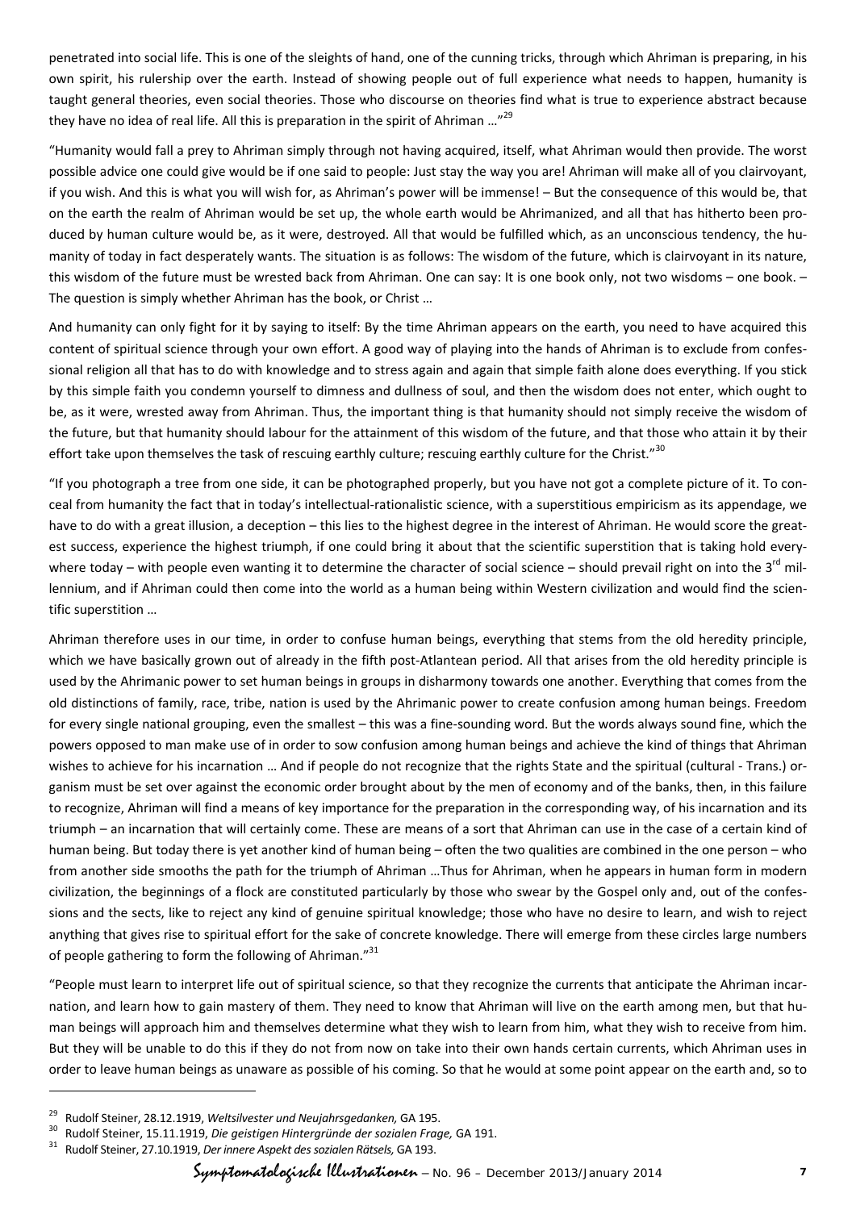penetrated into social life. This is one of the sleights of hand, one of the cunning tricks, through which Ahriman is preparing, in his own spirit, his rulership over the earth. Instead of showing people out of full experience what needs to happen, humanity is taught general theories, even social theories. Those who discourse on theories find what is true to experience abstract because they have no idea of real life. All this is preparation in the spirit of Ahriman …"[29]

"Humanity would fall a prey to Ahriman simply through not having acquired, itself, what Ahriman would then provide. The worst possible advice one could give would be if one said to people: Just stay the way you are! Ahriman will make all of you clairvoyant, if you wish. And this is what you will wish for, as Ahriman's power will be immense! – But the consequence of this would be, that on the earth the realm of Ahriman would be set up, the whole earth would be Ahrimanized, and all that has hitherto been produced by human culture would be, as it were, destroyed. All that would be fulfilled which, as an unconscious tendency, the humanity of today in fact desperately wants. The situation is as follows: The wisdom of the future, which is clairvoyant in its nature, this wisdom of the future must be wrested back from Ahriman. One can say: It is one book only, not two wisdoms – one book. – The question is simply whether Ahriman has the book, or Christ …

And humanity can only fight for it by saying to itself: By the time Ahriman appears on the earth, you need to have acquired this content of spiritual science through your own effort. A good way of playing into the hands of Ahriman is to exclude from confessional religion all that has to do with knowledge and to stress again and again that simple faith alone does everything. If you stick by this simple faith you condemn yourself to dimness and dullness of soul, and then the wisdom does not enter, which ought to be, as it were, wrested away from Ahriman. Thus, the important thing is that humanity should not simply receive the wisdom of the future, but that humanity should labour for the attainment of this wisdom of the future, and that those who attain it by their effort take upon themselves the task of rescuing earthly culture; rescuing earthly culture for the Christ."[30]

"If you photograph a tree from one side, it can be photographed properly, but you have not got a complete picture of it. To conceal from humanity the fact that in today's intellectual-rationalistic science, with a superstitious empiricism as its appendage, we have to do with a great illusion, a deception – this lies to the highest degree in the interest of Ahriman. He would score the greatest success, experience the highest triumph, if one could bring it about that the scientific superstition that is taking hold everywhere today – with people even wanting it to determine the character of social science – should prevail right on into the 3rd millennium, and if Ahriman could then come into the world as a human being within Western civilization and would find the scientific superstition …

Ahriman therefore uses in our time, in order to confuse human beings, everything that stems from the old heredity principle, which we have basically grown out of already in the fifth post-Atlantean period. All that arises from the old heredity principle is used by the Ahrimanic power to set human beings in groups in disharmony towards one another. Everything that comes from the old distinctions of family, race, tribe, nation is used by the Ahrimanic power to create confusion among human beings. Freedom for every single national grouping, even the smallest – this was a fine-sounding word. But the words always sound fine, which the powers opposed to man make use of in order to sow confusion among human beings and achieve the kind of things that Ahriman wishes to achieve for his incarnation … And if people do not recognize that the rights State and the spiritual (cultural - Trans.) organism must be set over against the economic order brought about by the men of economy and of the banks, then, in this failure to recognize, Ahriman will find a means of key importance for the preparation in the corresponding way, of his incarnation and its triumph – an incarnation that will certainly come. These are means of a sort that Ahriman can use in the case of a certain kind of human being. But today there is yet another kind of human being – often the two qualities are combined in the one person – who from another side smooths the path for the triumph of Ahriman …Thus for Ahriman, when he appears in human form in modern civilization, the beginnings of a flock are constituted particularly by those who swear by the Gospel only and, out of the confessions and the sects, like to reject any kind of genuine spiritual knowledge; those who have no desire to learn, and wish to reject anything that gives rise to spiritual effort for the sake of concrete knowledge. There will emerge from these circles large numbers of people gathering to form the following of Ahriman."[31]

"People must learn to interpret life out of spiritual science, so that they recognize the currents that anticipate the Ahriman incarnation, and learn how to gain mastery of them. They need to know that Ahriman will live on the earth among men, but that human beings will approach him and themselves determine what they wish to learn from him, what they wish to receive from him. But they will be unable to do this if they do not from now on take into their own hands certain currents, which Ahriman uses in order to leave human beings as unaware as possible of his coming. So that he would at some point appear on the earth and, so to

---

[29] Rudolf Steiner, 28.12.1919, *Weltsilvester und Neujahrsgedanken,* GA 195.

[30] Rudolf Steiner, 15.11.1919, *Die geistigen Hintergründe der sozialen Frage,* GA 191.

[31] Rudolf Steiner, 27.10.1919, *Der innere Aspekt des sozialen Rätsels,* GA 193.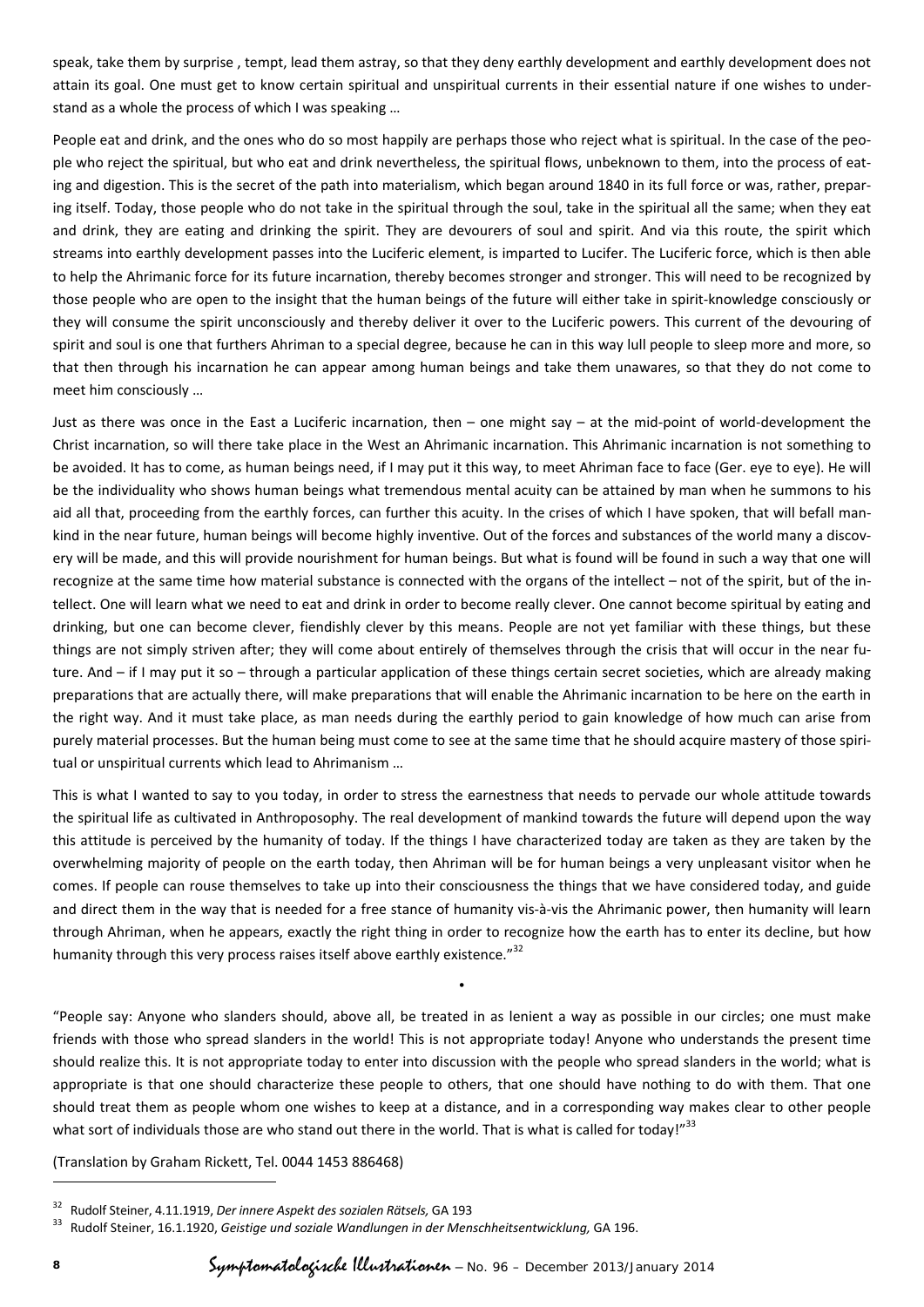speak, take them by surprise , tempt, lead them astray, so that they deny earthly development and earthly development does not attain its goal. One must get to know certain spiritual and unspiritual currents in their essential nature if one wishes to understand as a whole the process of which I was speaking …

People eat and drink, and the ones who do so most happily are perhaps those who reject what is spiritual. In the case of the people who reject the spiritual, but who eat and drink nevertheless, the spiritual flows, unbeknown to them, into the process of eating and digestion. This is the secret of the path into materialism, which began around 1840 in its full force or was, rather, preparing itself. Today, those people who do not take in the spiritual through the soul, take in the spiritual all the same; when they eat and drink, they are eating and drinking the spirit. They are devourers of soul and spirit. And via this route, the spirit which streams into earthly development passes into the Luciferic element, is imparted to Lucifer. The Luciferic force, which is then able to help the Ahrimanic force for its future incarnation, thereby becomes stronger and stronger. This will need to be recognized by those people who are open to the insight that the human beings of the future will either take in spirit-knowledge consciously or they will consume the spirit unconsciously and thereby deliver it over to the Luciferic powers. This current of the devouring of spirit and soul is one that furthers Ahriman to a special degree, because he can in this way lull people to sleep more and more, so that then through his incarnation he can appear among human beings and take them unawares, so that they do not come to meet him consciously …

Just as there was once in the East a Luciferic incarnation, then – one might say – at the mid-point of world-development the Christ incarnation, so will there take place in the West an Ahrimanic incarnation. This Ahrimanic incarnation is not something to be avoided. It has to come, as human beings need, if I may put it this way, to meet Ahriman face to face (Ger. eye to eye). He will be the individuality who shows human beings what tremendous mental acuity can be attained by man when he summons to his aid all that, proceeding from the earthly forces, can further this acuity. In the crises of which I have spoken, that will befall mankind in the near future, human beings will become highly inventive. Out of the forces and substances of the world many a discovery will be made, and this will provide nourishment for human beings. But what is found will be found in such a way that one will recognize at the same time how material substance is connected with the organs of the intellect – not of the spirit, but of the intellect. One will learn what we need to eat and drink in order to become really clever. One cannot become spiritual by eating and drinking, but one can become clever, fiendishly clever by this means. People are not yet familiar with these things, but these things are not simply striven after; they will come about entirely of themselves through the crisis that will occur in the near future. And – if I may put it so – through a particular application of these things certain secret societies, which are already making preparations that are actually there, will make preparations that will enable the Ahrimanic incarnation to be here on the earth in the right way. And it must take place, as man needs during the earthly period to gain knowledge of how much can arise from purely material processes. But the human being must come to see at the same time that he should acquire mastery of those spiritual or unspiritual currents which lead to Ahrimanism …

This is what I wanted to say to you today, in order to stress the earnestness that needs to pervade our whole attitude towards the spiritual life as cultivated in Anthroposophy. The real development of mankind towards the future will depend upon the way this attitude is perceived by the humanity of today. If the things I have characterized today are taken as they are taken by the overwhelming majority of people on the earth today, then Ahriman will be for human beings a very unpleasant visitor when he comes. If people can rouse themselves to take up into their consciousness the things that we have considered today, and guide and direct them in the way that is needed for a free stance of humanity vis-à-vis the Ahrimanic power, then humanity will learn through Ahriman, when he appears, exactly the right thing in order to recognize how the earth has to enter its decline, but how humanity through this very process raises itself above earthly existence."[32]

•

"People say: Anyone who slanders should, above all, be treated in as lenient a way as possible in our circles; one must make friends with those who spread slanders in the world! This is not appropriate today! Anyone who understands the present time should realize this. It is not appropriate today to enter into discussion with the people who spread slanders in the world; what is appropriate is that one should characterize these people to others, that one should have nothing to do with them. That one should treat them as people whom one wishes to keep at a distance, and in a corresponding way makes clear to other people what sort of individuals those are who stand out there in the world. That is what is called for today!"[33]

(Translation by Graham Rickett, Tel. 0044 1453 886468)

---

[32] Rudolf Steiner, 4.11.1919, *Der innere Aspekt des sozialen Rätsels,* GA 193

[33] Rudolf Steiner, 16.1.1920, *Geistige und soziale Wandlungen in der Menschheitsentwicklung,* GA 196.